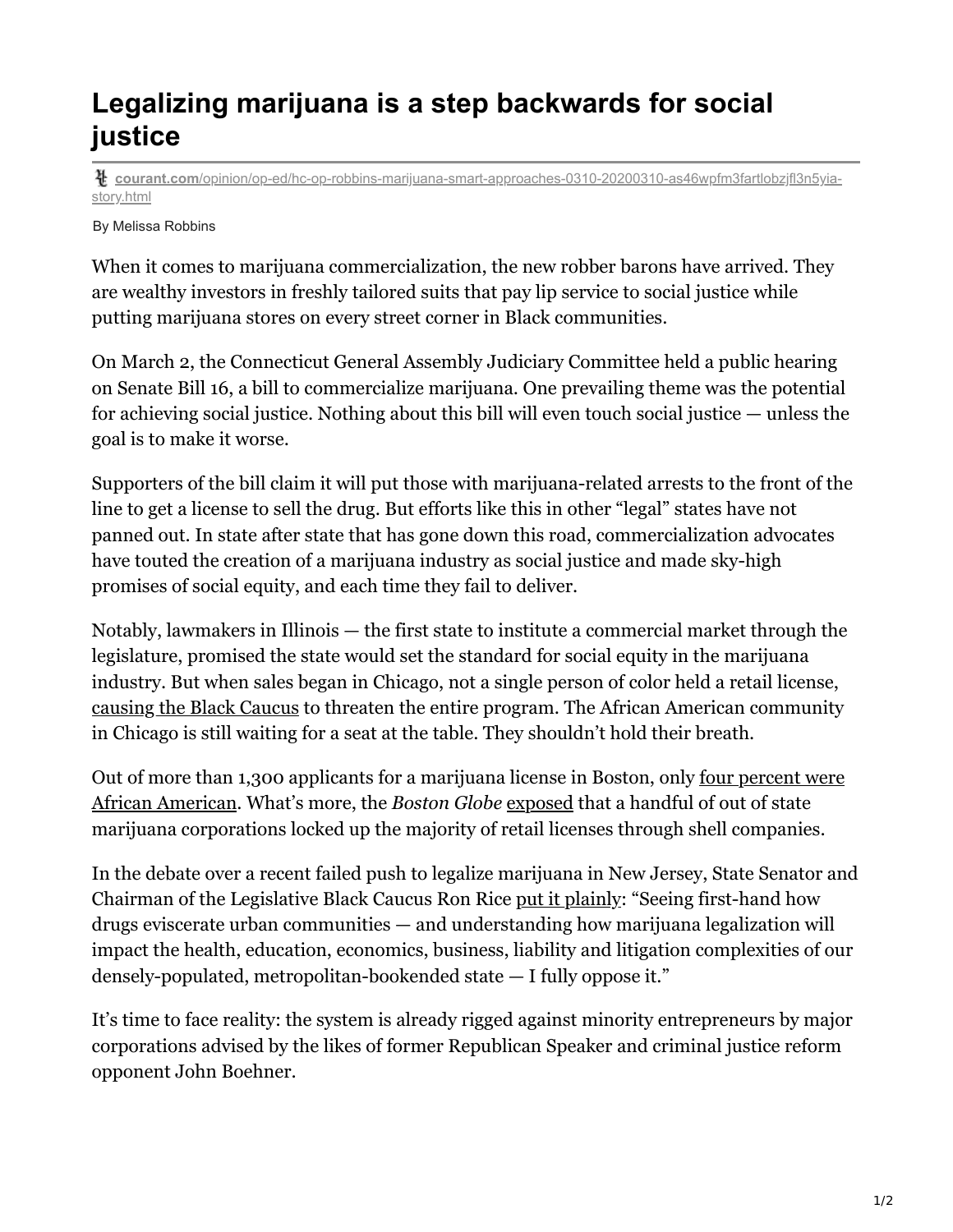# Legalizing marijuana is a step backwards for social justice

courant.com/opinion/op-ed/hc-op-robbins-marijuana-smart-approaches-0310-20200310-as46wpfm3fartlobzjfl3n5yia-story.html

By Melissa Robbins

When it comes to marijuana commercialization, the new robber barons have arrived. They are wealthy investors in freshly tailored suits that pay lip service to social justice while putting marijuana stores on every street corner in Black communities.

On March 2, the Connecticut General Assembly Judiciary Committee held a public hearing on Senate Bill 16, a bill to commercialize marijuana. One prevailing theme was the potential for achieving social justice. Nothing about this bill will even touch social justice — unless the goal is to make it worse.

Supporters of the bill claim it will put those with marijuana-related arrests to the front of the line to get a license to sell the drug. But efforts like this in other "legal" states have not panned out. In state after state that has gone down this road, commercialization advocates have touted the creation of a marijuana industry as social justice and made sky-high promises of social equity, and each time they fail to deliver.

Notably, lawmakers in Illinois — the first state to institute a commercial market through the legislature, promised the state would set the standard for social equity in the marijuana industry. But when sales began in Chicago, not a single person of color held a retail license, causing the Black Caucus to threaten the entire program. The African American community in Chicago is still waiting for a seat at the table. They shouldn't hold their breath.

Out of more than 1,300 applicants for a marijuana license in Boston, only four percent were African American. What's more, the *Boston Globe* exposed that a handful of out of state marijuana corporations locked up the majority of retail licenses through shell companies.

In the debate over a recent failed push to legalize marijuana in New Jersey, State Senator and Chairman of the Legislative Black Caucus Ron Rice put it plainly: "Seeing first-hand how drugs eviscerate urban communities — and understanding how marijuana legalization will impact the health, education, economics, business, liability and litigation complexities of our densely-populated, metropolitan-bookended state — I fully oppose it."

It's time to face reality: the system is already rigged against minority entrepreneurs by major corporations advised by the likes of former Republican Speaker and criminal justice reform opponent John Boehner.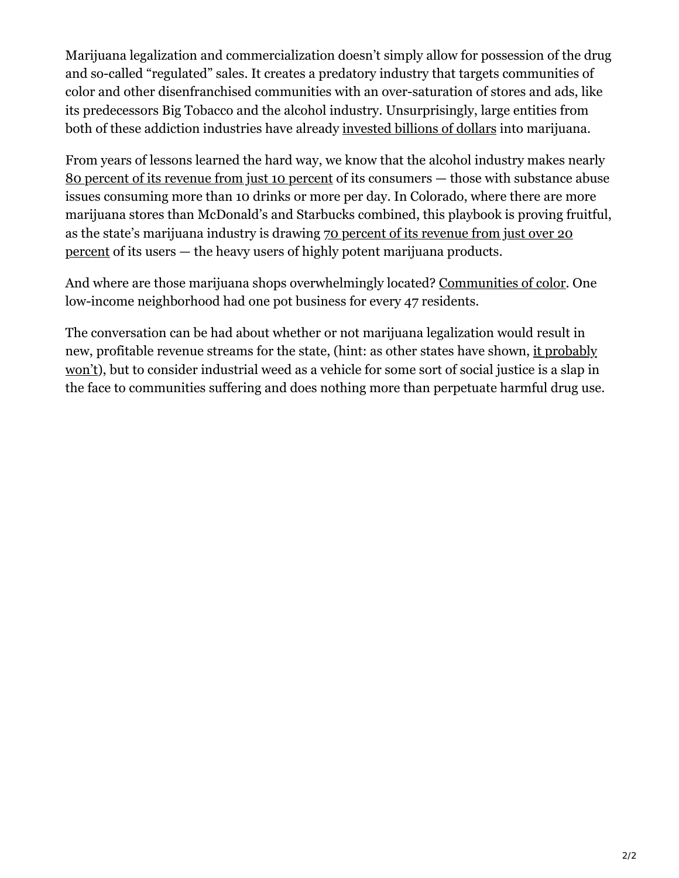Marijuana legalization and commercialization doesn't simply allow for possession of the drug and so-called "regulated" sales. It creates a predatory industry that targets communities of color and other disenfranchised communities with an over-saturation of stores and ads, like its predecessors Big Tobacco and the alcohol industry. Unsurprisingly, large entities from both of these addiction industries have already invested billions of dollars into marijuana.

From years of lessons learned the hard way, we know that the alcohol industry makes nearly 80 percent of its revenue from just 10 percent of its consumers — those with substance abuse issues consuming more than 10 drinks or more per day. In Colorado, where there are more marijuana stores than McDonald's and Starbucks combined, this playbook is proving fruitful, as the state's marijuana industry is drawing 70 percent of its revenue from just over 20 percent of its users — the heavy users of highly potent marijuana products.

And where are those marijuana shops overwhelmingly located? Communities of color. One low-income neighborhood had one pot business for every 47 residents.

The conversation can be had about whether or not marijuana legalization would result in new, profitable revenue streams for the state, (hint: as other states have shown, it probably won't), but to consider industrial weed as a vehicle for some sort of social justice is a slap in the face to communities suffering and does nothing more than perpetuate harmful drug use.